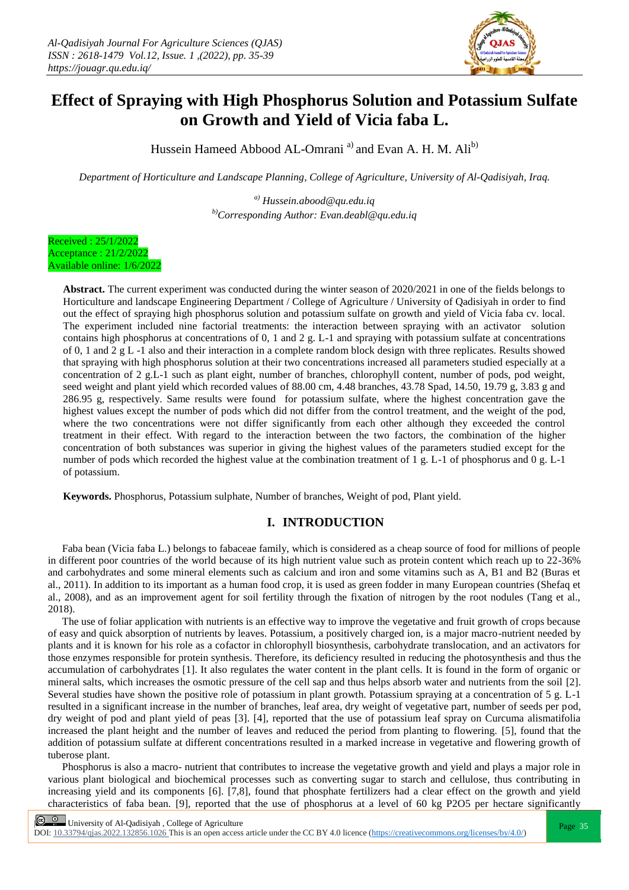# Effect of Spraying with High Phosphorus Solution and Potassium Sulfate on Growth and Yield of Vicia faba L.

Hussein Hameed Abbood AL-Omrani [a] and Evan A. H. M. Ali [b]

*Department of Horticulture and Landscape Planning, College of Agriculture, University of Al-Qadisiyah, Iraq.*

*[a] Hussein.abood@qu.edu.iq*
*[b] Corresponding Author: Evan.deabl@qu.edu.iq*

Received : 25/1/2022
Acceptance : 21/2/2022
Available online: 1/6/2022

**Abstract.** The current experiment was conducted during the winter season of 2020/2021 in one of the fields belongs to Horticulture and landscape Engineering Department / College of Agriculture / University of Qadisiyah in order to find out the effect of spraying high phosphorus solution and potassium sulfate on growth and yield of Vicia faba cv. local. The experiment included nine factorial treatments: the interaction between spraying with an activator solution contains high phosphorus at concentrations of 0, 1 and 2 g. L-1 and spraying with potassium sulfate at concentrations of 0, 1 and 2 g L -1 also and their interaction in a complete random block design with three replicates. Results showed that spraying with high phosphorus solution at their two concentrations increased all parameters studied especially at a concentration of 2 g.L-1 such as plant eight, number of branches, chlorophyll content, number of pods, pod weight, seed weight and plant yield which recorded values of 88.00 cm, 4.48 branches, 43.78 Spad, 14.50, 19.79 g, 3.83 g and 286.95 g, respectively. Same results were found for potassium sulfate, where the highest concentration gave the highest values except the number of pods which did not differ from the control treatment, and the weight of the pod, where the two concentrations were not differ significantly from each other although they exceeded the control treatment in their effect. With regard to the interaction between the two factors, the combination of the higher concentration of both substances was superior in giving the highest values of the parameters studied except for the number of pods which recorded the highest value at the combination treatment of 1 g. L-1 of phosphorus and 0 g. L-1 of potassium.

**Keywords.** Phosphorus, Potassium sulphate, Number of branches, Weight of pod, Plant yield.

## I. INTRODUCTION

Faba bean (Vicia faba L.) belongs to fabaceae family, which is considered as a cheap source of food for millions of people in different poor countries of the world because of its high nutrient value such as protein content which reach up to 22-36% and carbohydrates and some mineral elements such as calcium and iron and some vitamins such as A, B1 and B2 (Buras et al., 2011). In addition to its important as a human food crop, it is used as green fodder in many European countries (Shefaq et al., 2008), and as an improvement agent for soil fertility through the fixation of nitrogen by the root nodules (Tang et al., 2018).

The use of foliar application with nutrients is an effective way to improve the vegetative and fruit growth of crops because of easy and quick absorption of nutrients by leaves. Potassium, a positively charged ion, is a major macro-nutrient needed by plants and it is known for his role as a cofactor in chlorophyll biosynthesis, carbohydrate translocation, and an activators for those enzymes responsible for protein synthesis. Therefore, its deficiency resulted in reducing the photosynthesis and thus the accumulation of carbohydrates [1]. It also regulates the water content in the plant cells. It is found in the form of organic or mineral salts, which increases the osmotic pressure of the cell sap and thus helps absorb water and nutrients from the soil [2]. Several studies have shown the positive role of potassium in plant growth. Potassium spraying at a concentration of 5 g. L-1 resulted in a significant increase in the number of branches, leaf area, dry weight of vegetative part, number of seeds per pod, dry weight of pod and plant yield of peas [3]. [4], reported that the use of potassium leaf spray on Curcuma alismatifolia increased the plant height and the number of leaves and reduced the period from planting to flowering. [5], found that the addition of potassium sulfate at different concentrations resulted in a marked increase in vegetative and flowering growth of tuberose plant.

Phosphorus is also a macro- nutrient that contributes to increase the vegetative growth and yield and plays a major role in various plant biological and biochemical processes such as converting sugar to starch and cellulose, thus contributing in increasing yield and its components [6]. [7,8], found that phosphate fertilizers had a clear effect on the growth and yield characteristics of faba bean. [9], reported that the use of phosphorus at a level of 60 kg $P_2O_5$ per hectare significantly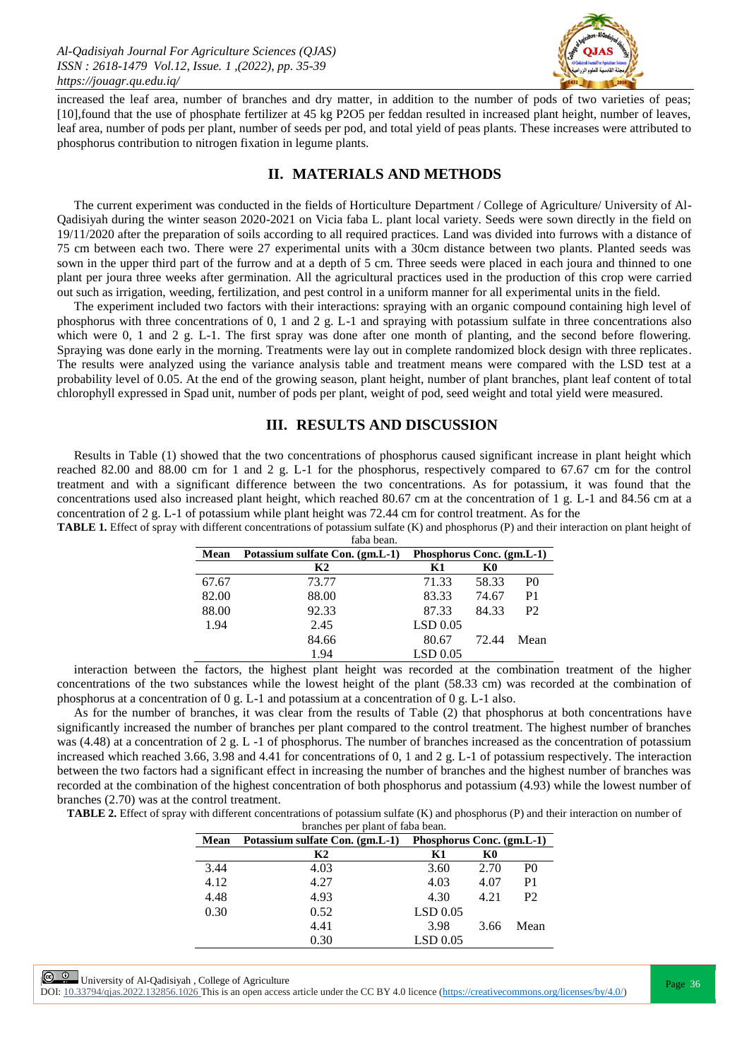increased the leaf area, number of branches and dry matter, in addition to the number of pods of two varieties of peas; [10],found that the use of phosphate fertilizer at 45 kg P2O5 per feddan resulted in increased plant height, number of leaves, leaf area, number of pods per plant, number of seeds per pod, and total yield of peas plants. These increases were attributed to phosphorus contribution to nitrogen fixation in legume plants.

## II. MATERIALS AND METHODS

The current experiment was conducted in the fields of Horticulture Department / College of Agriculture/ University of Al-Qadisiyah during the winter season 2020-2021 on Vicia faba L. plant local variety. Seeds were sown directly in the field on 19/11/2020 after the preparation of soils according to all required practices. Land was divided into furrows with a distance of 75 cm between each two. There were 27 experimental units with a 30cm distance between two plants. Planted seeds was sown in the upper third part of the furrow and at a depth of 5 cm. Three seeds were placed in each joura and thinned to one plant per joura three weeks after germination. All the agricultural practices used in the production of this crop were carried out such as irrigation, weeding, fertilization, and pest control in a uniform manner for all experimental units in the field.

The experiment included two factors with their interactions: spraying with an organic compound containing high level of phosphorus with three concentrations of 0, 1 and 2 g. L-1 and spraying with potassium sulfate in three concentrations also which were 0, 1 and 2 g. L-1. The first spray was done after one month of planting, and the second before flowering. Spraying was done early in the morning. Treatments were lay out in complete randomized block design with three replicates. The results were analyzed using the variance analysis table and treatment means were compared with the LSD test at a probability level of 0.05. At the end of the growing season, plant height, number of plant branches, plant leaf content of total chlorophyll expressed in Spad unit, number of pods per plant, weight of pod, seed weight and total yield were measured.

## III. RESULTS AND DISCUSSION

Results in Table (1) showed that the two concentrations of phosphorus caused significant increase in plant height which reached 82.00 and 88.00 cm for 1 and 2 g. L-1 for the phosphorus, respectively compared to 67.67 cm for the control treatment and with a significant difference between the two concentrations. As for potassium, it was found that the concentrations used also increased plant height, which reached 80.67 cm at the concentration of 1 g. L-1 and 84.56 cm at a concentration of 2 g. L-1 of potassium while plant height was 72.44 cm for control treatment. As for the interaction between the factors, the highest plant height was recorded at the combination treatment of the higher concentrations of the two substances while the lowest height of the plant (58.33 cm) was recorded at the combination of phosphorus at a concentration of 0 g. L-1 and potassium at a concentration of 0 g. L-1 also.

**TABLE 1.** Effect of spray with different concentrations of potassium sulfate (K) and phosphorus (P) and their interaction on plant height of faba bean.

| Mean | Potassium sulfate Con. (gm.L-1) | | | Phosphorus Conc. (gm.L-1) |
|---|---|---|---|---|
| | K2 | K1 | K0 | |
| 67.67 | 73.77 | 71.33 | 58.33 | P0 |
| 82.00 | 88.00 | 83.33 | 74.67 | P1 |
| 88.00 | 92.33 | 87.33 | 84.33 | P2 |
| 1.94 | 2.45 | LSD 0.05 | | |
| | 84.66 | 80.67 | 72.44 | Mean |
| | 1.94 | LSD 0.05 | | |

As for the number of branches, it was clear from the results of Table (2) that phosphorus at both concentrations have significantly increased the number of branches per plant compared to the control treatment. The highest number of branches was (4.48) at a concentration of 2 g. L -1 of phosphorus. The number of branches increased as the concentration of potassium increased which reached 3.66, 3.98 and 4.41 for concentrations of 0, 1 and 2 g. L-1 of potassium respectively. The interaction between the two factors had a significant effect in increasing the number of branches and the highest number of branches was recorded at the combination of the highest concentration of both phosphorus and potassium (4.93) while the lowest number of branches (2.70) was at the control treatment.

**TABLE 2.** Effect of spray with different concentrations of potassium sulfate (K) and phosphorus (P) and their interaction on number of branches per plant of faba bean.

| Mean | Potassium sulfate Con. (gm.L-1) | | | Phosphorus Conc. (gm.L-1) |
|---|---|---|---|---|
| | K2 | K1 | K0 | |
| 3.44 | 4.03 | 3.60 | 2.70 | P0 |
| 4.12 | 4.27 | 4.03 | 4.07 | P1 |
| 4.48 | 4.93 | 4.30 | 4.21 | P2 |
| 0.30 | 0.52 | LSD 0.05 | | |
| | 4.41 | 3.98 | 3.66 | Mean |
| | 0.30 | LSD 0.05 | | |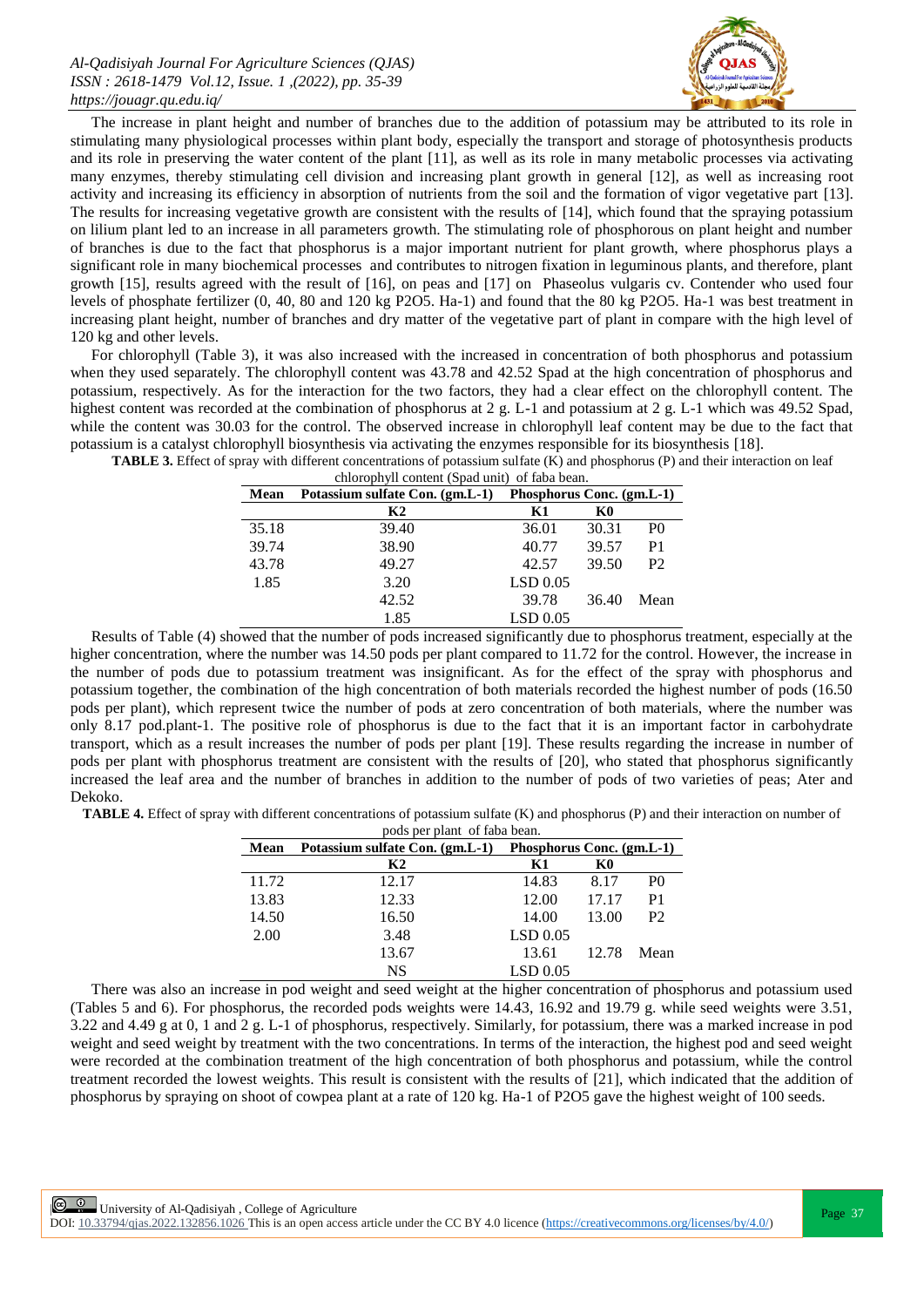The increase in plant height and number of branches due to the addition of potassium may be attributed to its role in stimulating many physiological processes within plant body, especially the transport and storage of photosynthesis products and its role in preserving the water content of the plant [11], as well as its role in many metabolic processes via activating many enzymes, thereby stimulating cell division and increasing plant growth in general [12], as well as increasing root activity and increasing its efficiency in absorption of nutrients from the soil and the formation of vigor vegetative part [13]. The results for increasing vegetative growth are consistent with the results of [14], which found that the spraying potassium on lilium plant led to an increase in all parameters growth. The stimulating role of phosphorous on plant height and number of branches is due to the fact that phosphorus is a major important nutrient for plant growth, where phosphorus plays a significant role in many biochemical processes and contributes to nitrogen fixation in leguminous plants, and therefore, plant growth [15], results agreed with the result of [16], on peas and [17] on Phaseolus vulgaris cv. Contender who used four levels of phosphate fertilizer (0, 40, 80 and 120 kg $P_2O_5$. $Ha^{-1}$) and found that the 80 kg $P_2O_5$. $Ha^{-1}$ was best treatment in increasing plant height, number of branches and dry matter of the vegetative part of plant in compare with the high level of 120 kg and other levels.

For chlorophyll (Table 3), it was also increased with the increased in concentration of both phosphorus and potassium when they used separately. The chlorophyll content was 43.78 and 42.52 Spad at the high concentration of phosphorus and potassium, respectively. As for the interaction for the two factors, they had a clear effect on the chlorophyll content. The highest content was recorded at the combination of phosphorus at 2 g. $L^{-1}$ and potassium at 2 g. $L^{-1}$ which was 49.52 Spad, while the content was 30.03 for the control. The observed increase in chlorophyll leaf content may be due to the fact that potassium is a catalyst chlorophyll biosynthesis via activating the enzymes responsible for its biosynthesis [18].

**TABLE 3.** Effect of spray with different concentrations of potassium sulfate (K) and phosphorus (P) and their interaction on leaf chlorophyll content (Spad unit) of faba bean.

| Mean | Potassium sulfate Con. (gm.L-1) | | | Phosphorus Conc. (gm.L-1) |
|---|---|---|---|---|
| | K2 | K1 | K0 | |
| 35.18 | 39.40 | 36.01 | 30.31 | P0 |
| 39.74 | 38.90 | 40.77 | 39.57 | P1 |
| 43.78 | 49.27 | 42.57 | 39.50 | P2 |
| 1.85 | 3.20 | LSD 0.05 | | |
| | 42.52 | 39.78 | 36.40 | Mean |
| | 1.85 | LSD 0.05 | | |

Results of Table (4) showed that the number of pods increased significantly due to phosphorus treatment, especially at the higher concentration, where the number was 14.50 pods per plant compared to 11.72 for the control. However, the increase in the number of pods due to potassium treatment was insignificant. As for the effect of the spray with phosphorus and potassium together, the combination of the high concentration of both materials recorded the highest number of pods (16.50 pods per plant), which represent twice the number of pods at zero concentration of both materials, where the number was only 8.17 pod.plant-1. The positive role of phosphorus is due to the fact that it is an important factor in carbohydrate transport, which as a result increases the number of pods per plant [19]. These results regarding the increase in number of pods per plant with phosphorus treatment are consistent with the results of [20], who stated that phosphorus significantly increased the leaf area and the number of branches in addition to the number of pods of two varieties of peas; Ater and Dekoko.

**TABLE 4.** Effect of spray with different concentrations of potassium sulfate (K) and phosphorus (P) and their interaction on number of pods per plant of faba bean.

| Mean | Potassium sulfate Con. (gm.L-1) | | | Phosphorus Conc. (gm.L-1) |
|---|---|---|---|---|
| | K2 | K1 | K0 | |
| 11.72 | 12.17 | 14.83 | 8.17 | P0 |
| 13.83 | 12.33 | 12.00 | 17.17 | P1 |
| 14.50 | 16.50 | 14.00 | 13.00 | P2 |
| 2.00 | 3.48 | LSD 0.05 | | |
| | 13.67 | 13.61 | 12.78 | Mean |
| | NS | LSD 0.05 | | |

There was also an increase in pod weight and seed weight at the higher concentration of phosphorus and potassium used (Tables 5 and 6). For phosphorus, the recorded pods weights were 14.43, 16.92 and 19.79 g. while seed weights were 3.51, 3.22 and 4.49 g at 0, 1 and 2 g. $L^{-1}$ of phosphorus, respectively. Similarly, for potassium, there was a marked increase in pod weight and seed weight by treatment with the two concentrations. In terms of the interaction, the highest pod and seed weight were recorded at the combination treatment of the high concentration of both phosphorus and potassium, while the control treatment recorded the lowest weights. This result is consistent with the results of [21], which indicated that the addition of phosphorus by spraying on shoot of cowpea plant at a rate of 120 kg. $Ha^{-1}$ of $P_2O_5$ gave the highest weight of 100 seeds.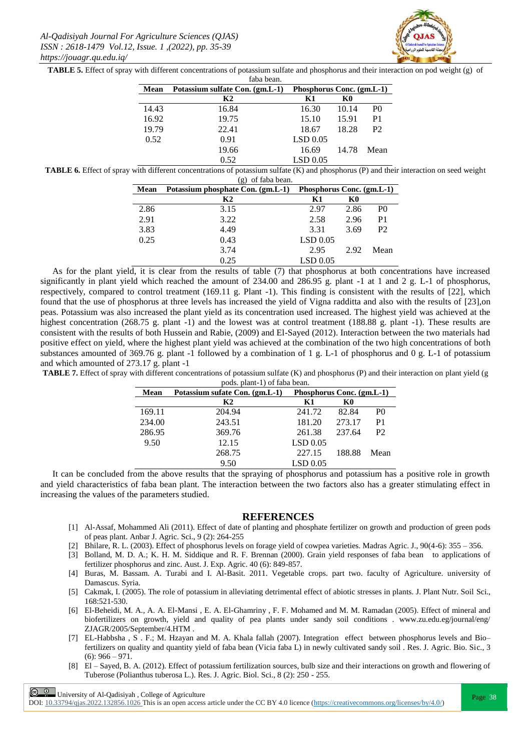**TABLE 5.** Effect of spray with different concentrations of potassium sulfate and phosphorus and their interaction on pod weight (g) of faba bean.

| Mean | Potassium sulfate Con. (gm.L-1) | Phosphorus Conc. (gm.L-1) | | |
|---|---|---|---|---|
| | K2 | K1 | K0 | |
| 14.43 | 16.84 | 16.30 | 10.14 | P0 |
| 16.92 | 19.75 | 15.10 | 15.91 | P1 |
| 19.79 | 22.41 | 18.67 | 18.28 | P2 |
| 0.52 | 0.91 | LSD 0.05 | | |
| | 19.66 | 16.69 | 14.78 | Mean |
| | 0.52 | LSD 0.05 | | |

**TABLE 6.** Effect of spray with different concentrations of potassium sulfate (K) and phosphorus (P) and their interaction on seed weight (g) of faba bean.

| Mean | Potassium phosphate Con. (gm.L-1) | Phosphorus Conc. (gm.L-1) | | |
|---|---|---|---|---|
| | K2 | K1 | K0 | |
| 2.86 | 3.15 | 2.97 | 2.86 | P0 |
| 2.91 | 3.22 | 2.58 | 2.96 | P1 |
| 3.83 | 4.49 | 3.31 | 3.69 | P2 |
| 0.25 | 0.43 | LSD 0.05 | | |
| | 3.74 | 2.95 | 2.92 | Mean |
| | 0.25 | LSD 0.05 | | |

As for the plant yield, it is clear from the results of table (7) that phosphorus at both concentrations have increased significantly in plant yield which reached the amount of 234.00 and 286.95 g. plant -1 at 1 and 2 g. L-1 of phosphorus, respectively, compared to control treatment (169.11 g. Plant -1). This finding is consistent with the results of [22], which found that the use of phosphorus at three levels has increased the yield of Vigna radditta and also with the results of [23],on peas. Potassium was also increased the plant yield as its concentration used increased. The highest yield was achieved at the highest concentration (268.75 g. plant -1) and the lowest was at control treatment (188.88 g. plant -1). These results are consistent with the results of both Hussein and Rabie, (2009) and El-Sayed (2012). Interaction between the two materials had positive effect on yield, where the highest plant yield was achieved at the combination of the two high concentrations of both substances amounted of 369.76 g. plant -1 followed by a combination of 1 g. L-1 of phosphorus and 0 g. L-1 of potassium and which amounted of 273.17 g. plant -1

**TABLE 7.** Effect of spray with different concentrations of potassium sulfate (K) and phosphorus (P) and their interaction on plant yield (g pods. plant-1) of faba bean.

| Mean | Potassium sufate Con. (gm.L-1) | Phosphorus Conc. (gm.L-1) | | |
|---|---|---|---|---|
| | K2 | K1 | K0 | |
| 169.11 | 204.94 | 241.72 | 82.84 | P0 |
| 234.00 | 243.51 | 181.20 | 273.17 | P1 |
| 286.95 | 369.76 | 261.38 | 237.64 | P2 |
| 9.50 | 12.15 | LSD 0.05 | | |
| | 268.75 | 227.15 | 188.88 | Mean |
| | 9.50 | LSD 0.05 | | |

It can be concluded from the above results that the spraying of phosphorus and potassium has a positive role in growth and yield characteristics of faba bean plant. The interaction between the two factors also has a greater stimulating effect in increasing the values of the parameters studied.

## REFERENCES

[1] Al-Assaf, Mohammed Ali (2011). Effect of date of planting and phosphate fertilizer on growth and production of green pods of peas plant. Anbar J. Agric. Sci., 9 (2): 264-255

[2] Bhilare, R. L. (2003). Effect of phosphorus levels on forage yield of cowpea varieties. Madras Agric. J., 90(4-6): 355 – 356.

[3] Bolland, M. D. A.; K. H. M. Siddique and R. F. Brennan (2000). Grain yield responses of faba bean to applications of fertilizer phosphorus and zinc. Aust. J. Exp. Agric. 40 (6): 849-857.

[4] Buras, M. Bassam. A. Turabi and I. Al-Basit. 2011. Vegetable crops. part two. faculty of Agriculture. university of Damascus. Syria.

[5] Cakmak, I. (2005). The role of potassium in alleviating detrimental effect of abiotic stresses in plants. J. Plant Nutr. Soil Sci., 168:521-530.

[6] El-Beheidi, M. A., A. A. El-Mansi , E. A. El-Ghamriny , F. F. Mohamed and M. M. Ramadan (2005). Effect of mineral and biofertilizers on growth, yield and quality of pea plants under sandy soil conditions . www.zu.edu.eg/journal/eng/ZJAGR/2005/September/4.HTM .

[7] EL-Habbsha , S . F.; M. Hzayan and M. A. Khala fallah (2007). Integration effect between phosphorus levels and Bio–fertilizers on quality and quantity yield of faba bean (Vicia faba L) in newly cultivated sandy soil . Res. J. Agric. Bio. Sic., 3 (6): 966 – 971.

[8] El – Sayed, B. A. (2012). Effect of potassium fertilization sources, bulb size and their interactions on growth and flowering of Tuberose (Polianthus tuberosa L.). Res. J. Agric. Biol. Sci., 8 (2): 250 - 255.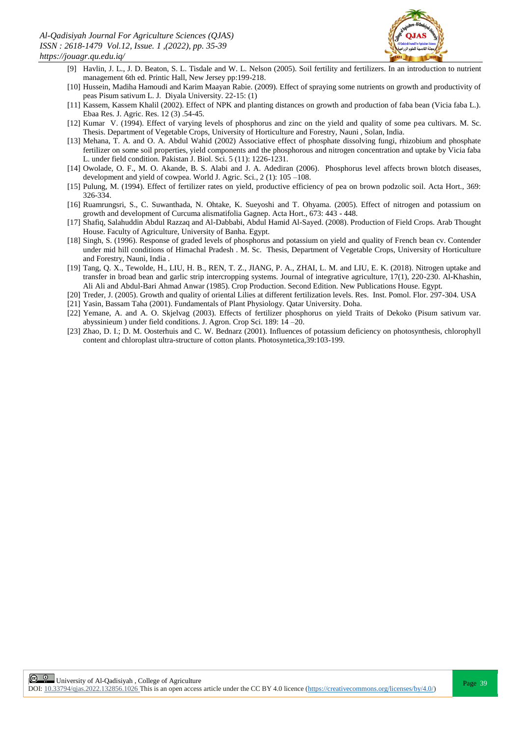[9] Havlin, J. L., J. D. Beaton, S. L. Tisdale and W. L. Nelson (2005). Soil fertility and fertilizers. In an introduction to nutrient management 6th ed. Printic Hall, New Jersey pp:199-218.

[10] Hussein, Madiha Hamoudi and Karim Maayan Rabie. (2009). Effect of spraying some nutrients on growth and productivity of peas Pisum sativum L. J. Diyala University. 22-15: (1)

[11] Kassem, Kassem Khalil (2002). Effect of NPK and planting distances on growth and production of faba bean (Vicia faba L.). Ebaa Res. J. Agric. Res. 12 (3) .54-45.

[12] Kumar V. (1994). Effect of varying levels of phosphorus and zinc on the yield and quality of some pea cultivars. M. Sc. Thesis. Department of Vegetable Crops, University of Horticulture and Forestry, Nauni , Solan, India.

[13] Mehana, T. A. and O. A. Abdul Wahid (2002) Associative effect of phosphate dissolving fungi, rhizobium and phosphate fertilizer on some soil properties, yield components and the phosphorous and nitrogen concentration and uptake by Vicia faba L. under field condition. Pakistan J. Biol. Sci. 5 (11): 1226-1231.

[14] Owolade, O. F., M. O. Akande, B. S. Alabi and J. A. Adediran (2006). Phosphorus level affects brown blotch diseases, development and yield of cowpea. World J. Agric. Sci., 2 (1): 105 –108.

[15] Pulung, M. (1994). Effect of fertilizer rates on yield, productive efficiency of pea on brown podzolic soil. Acta Hort., 369: 326-334.

[16] Ruamrungsri, S., C. Suwanthada, N. Ohtake, K. Sueyoshi and T. Ohyama. (2005). Effect of nitrogen and potassium on growth and development of Curcuma alismatifolia Gagnep. Acta Hort., 673: 443 - 448.

[17] Shafiq, Salahuddin Abdul Razzaq and Al-Dabbabi, Abdul Hamid Al-Sayed. (2008). Production of Field Crops. Arab Thought House. Faculty of Agriculture, University of Banha. Egypt.

[18] Singh, S. (1996). Response of graded levels of phosphorus and potassium on yield and quality of French bean cv. Contender under mid hill conditions of Himachal Pradesh . M. Sc. Thesis, Department of Vegetable Crops, University of Horticulture and Forestry, Nauni, India .

[19] Tang, Q. X., Tewolde, H., LIU, H. B., REN, T. Z., JIANG, P. A., ZHAI, L. M. and LIU, E. K. (2018). Nitrogen uptake and transfer in broad bean and garlic strip intercropping systems. Journal of integrative agriculture, 17(1), 220-230. Al-Khashin, Ali Ali and Abdul-Bari Ahmad Anwar (1985). Crop Production. Second Edition. New Publications House. Egypt.

[20] Treder, J. (2005). Growth and quality of oriental Lilies at different fertilization levels. Res. Inst. Pomol. Flor. 297-304. USA

[21] Yasin, Bassam Taha (2001). Fundamentals of Plant Physiology. Qatar University. Doha.

[22] Yemane, A. and A. O. Skjelvag (2003). Effects of fertilizer phosphorus on yield Traits of Dekoko (Pisum sativum var. abyssinieum ) under field conditions. J. Agron. Crop Sci. 189: 14 –20.

[23] Zhao, D. I.; D. M. Oosterhuis and C. W. Bednarz (2001). Influences of potassium deficiency on photosynthesis, chlorophyll content and chloroplast ultra-structure of cotton plants. Photosyntetica,39:103-199.